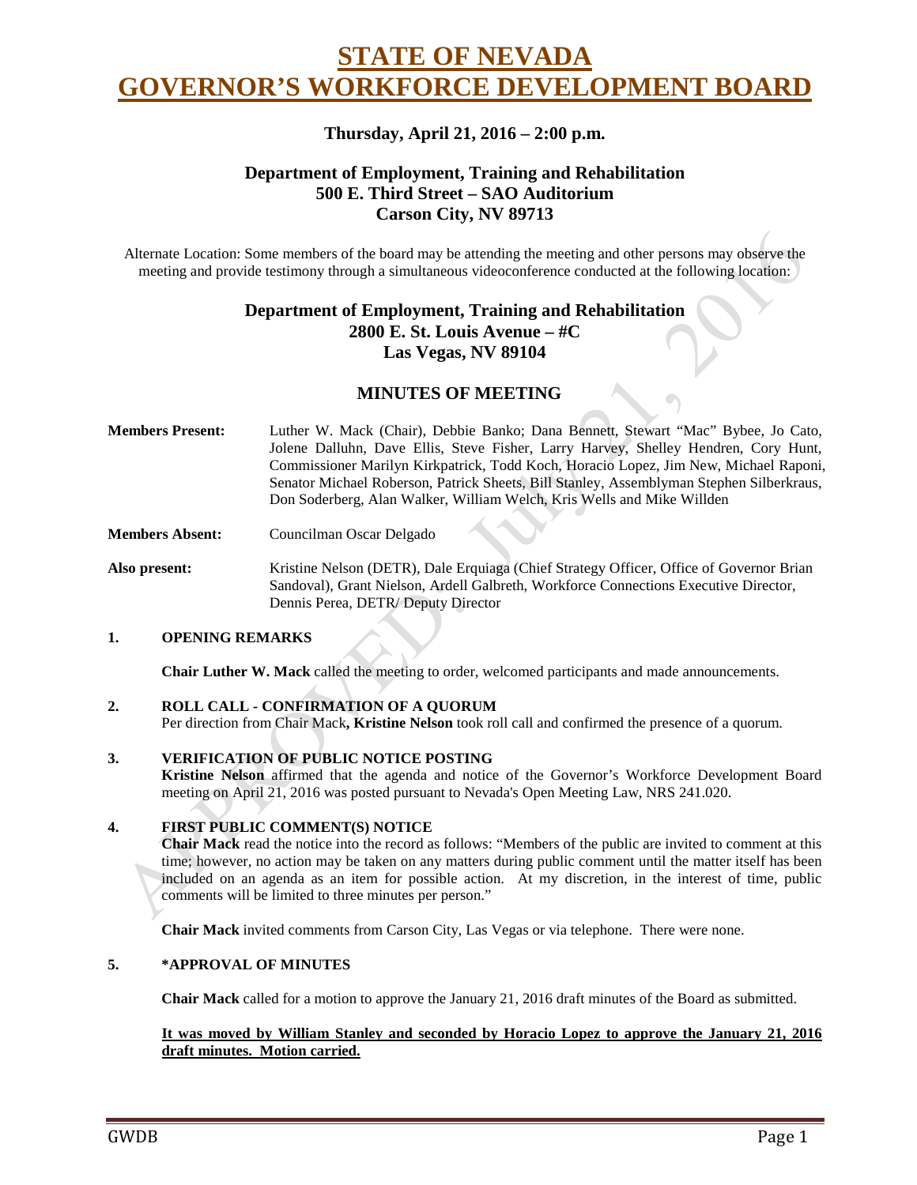# STATE OF NEVADA
# GOVERNOR'S WORKFORCE DEVELOPMENT BOARD

### Thursday, April 21, 2016 – 2:00 p.m.

### Department of Employment, Training and Rehabilitation
### 500 E. Third Street – SAO Auditorium
### Carson City, NV 89713

Alternate Location: Some members of the board may be attending the meeting and other persons may observe the meeting and provide testimony through a simultaneous videoconference conducted at the following location:

### Department of Employment, Training and Rehabilitation
### 2800 E. St. Louis Avenue – #C
### Las Vegas, NV 89104

## MINUTES OF MEETING

**Members Present:** Luther W. Mack (Chair), Debbie Banko; Dana Bennett, Stewart "Mac" Bybee, Jo Cato, Jolene Dalluhn, Dave Ellis, Steve Fisher, Larry Harvey, Shelley Hendren, Cory Hunt, Commissioner Marilyn Kirkpatrick, Todd Koch, Horacio Lopez, Jim New, Michael Raponi, Senator Michael Roberson, Patrick Sheets, Bill Stanley, Assemblyman Stephen Silberkraus, Don Soderberg, Alan Walker, William Welch, Kris Wells and Mike Willden

**Members Absent:** Councilman Oscar Delgado

**Also present:** Kristine Nelson (DETR), Dale Erquiaga (Chief Strategy Officer, Office of Governor Brian Sandoval), Grant Nielson, Ardell Galbreth, Workforce Connections Executive Director, Dennis Perea, DETR/ Deputy Director

**1. OPENING REMARKS**

**Chair Luther W. Mack** called the meeting to order, welcomed participants and made announcements.

**2. ROLL CALL - CONFIRMATION OF A QUORUM**

Per direction from Chair Mack**, Kristine Nelson** took roll call and confirmed the presence of a quorum.

**3. VERIFICATION OF PUBLIC NOTICE POSTING**

**Kristine Nelson** affirmed that the agenda and notice of the Governor's Workforce Development Board meeting on April 21, 2016 was posted pursuant to Nevada's Open Meeting Law, NRS 241.020.

**4. FIRST PUBLIC COMMENT(S) NOTICE**

**Chair Mack** read the notice into the record as follows: "Members of the public are invited to comment at this time; however, no action may be taken on any matters during public comment until the matter itself has been included on an agenda as an item for possible action. At my discretion, in the interest of time, public comments will be limited to three minutes per person."

**Chair Mack** invited comments from Carson City, Las Vegas or via telephone. There were none.

**5. *APPROVAL OF MINUTES**

**Chair Mack** called for a motion to approve the January 21, 2016 draft minutes of the Board as submitted.

**It was moved by William Stanley and seconded by Horacio Lopez to approve the January 21, 2016 draft minutes. Motion carried.**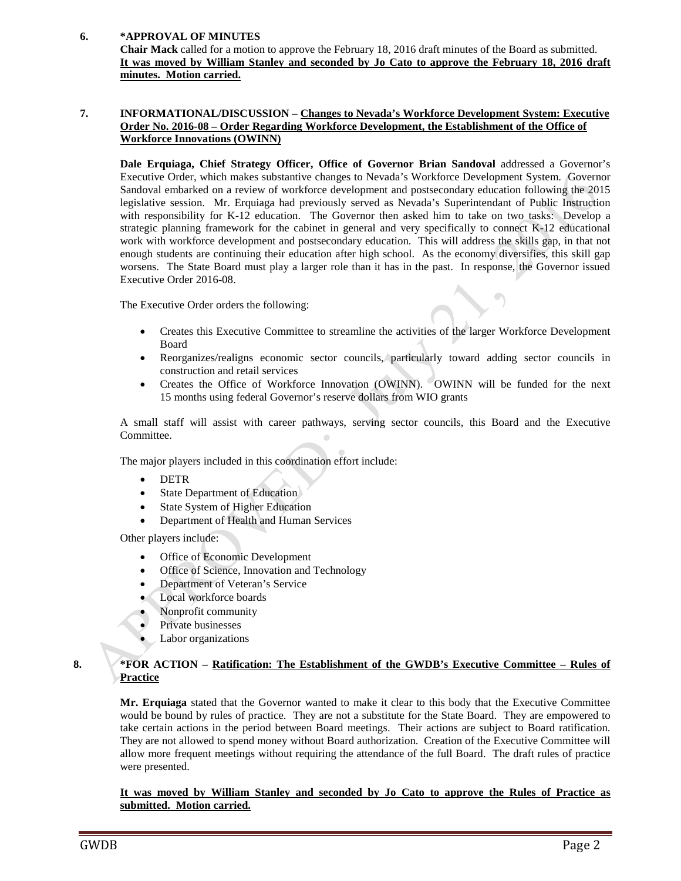**6. \*APPROVAL OF MINUTES**

**Chair Mack** called for a motion to approve the February 18, 2016 draft minutes of the Board as submitted.
**It was moved by William Stanley and seconded by Jo Cato to approve the February 18, 2016 draft minutes. Motion carried.**

**7. INFORMATIONAL/DISCUSSION – Changes to Nevada's Workforce Development System: Executive Order No. 2016-08 – Order Regarding Workforce Development, the Establishment of the Office of Workforce Innovations (OWINN)**

**Dale Erquiaga, Chief Strategy Officer, Office of Governor Brian Sandoval** addressed a Governor's Executive Order, which makes substantive changes to Nevada's Workforce Development System. Governor Sandoval embarked on a review of workforce development and postsecondary education following the 2015 legislative session. Mr. Erquiaga had previously served as Nevada's Superintendant of Public Instruction with responsibility for K-12 education. The Governor then asked him to take on two tasks: Develop a strategic planning framework for the cabinet in general and very specifically to connect K-12 educational work with workforce development and postsecondary education. This will address the skills gap, in that not enough students are continuing their education after high school. As the economy diversifies, this skill gap worsens. The State Board must play a larger role than it has in the past. In response, the Governor issued Executive Order 2016-08.

The Executive Order orders the following:

- Creates this Executive Committee to streamline the activities of the larger Workforce Development Board
- Reorganizes/realigns economic sector councils, particularly toward adding sector councils in construction and retail services
- Creates the Office of Workforce Innovation (OWINN). OWINN will be funded for the next 15 months using federal Governor's reserve dollars from WIO grants

A small staff will assist with career pathways, serving sector councils, this Board and the Executive Committee.

The major players included in this coordination effort include:

- DETR
- State Department of Education
- State System of Higher Education
- Department of Health and Human Services

Other players include:

- Office of Economic Development
- Office of Science, Innovation and Technology
- Department of Veteran's Service
- Local workforce boards
- Nonprofit community
- Private businesses
- Labor organizations

**8. \*FOR ACTION – Ratification: The Establishment of the GWDB's Executive Committee – Rules of Practice**

**Mr. Erquiaga** stated that the Governor wanted to make it clear to this body that the Executive Committee would be bound by rules of practice. They are not a substitute for the State Board. They are empowered to take certain actions in the period between Board meetings. Their actions are subject to Board ratification. They are not allowed to spend money without Board authorization. Creation of the Executive Committee will allow more frequent meetings without requiring the attendance of the full Board. The draft rules of practice were presented.

**It was moved by William Stanley and seconded by Jo Cato to approve the Rules of Practice as submitted. Motion carried.**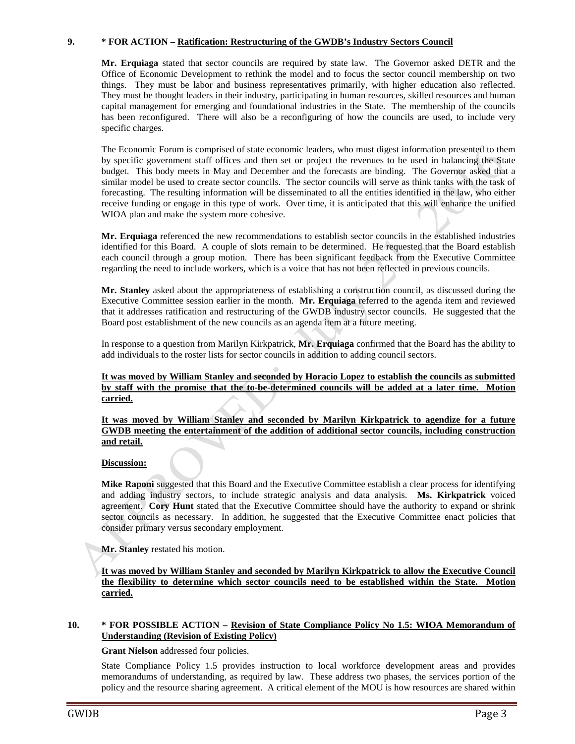**9. * FOR ACTION – Ratification: Restructuring of the GWDB's Industry Sectors Council**

**Mr. Erquiaga** stated that sector councils are required by state law. The Governor asked DETR and the Office of Economic Development to rethink the model and to focus the sector council membership on two things. They must be labor and business representatives primarily, with higher education also reflected. They must be thought leaders in their industry, participating in human resources, skilled resources and human capital management for emerging and foundational industries in the State. The membership of the councils has been reconfigured. There will also be a reconfiguring of how the councils are used, to include very specific charges.

The Economic Forum is comprised of state economic leaders, who must digest information presented to them by specific government staff offices and then set or project the revenues to be used in balancing the State budget. This body meets in May and December and the forecasts are binding. The Governor asked that a similar model be used to create sector councils. The sector councils will serve as think tanks with the task of forecasting. The resulting information will be disseminated to all the entities identified in the law, who either receive funding or engage in this type of work. Over time, it is anticipated that this will enhance the unified WIOA plan and make the system more cohesive.

**Mr. Erquiaga** referenced the new recommendations to establish sector councils in the established industries identified for this Board. A couple of slots remain to be determined. He requested that the Board establish each council through a group motion. There has been significant feedback from the Executive Committee regarding the need to include workers, which is a voice that has not been reflected in previous councils.

**Mr. Stanley** asked about the appropriateness of establishing a construction council, as discussed during the Executive Committee session earlier in the month. **Mr. Erquiaga** referred to the agenda item and reviewed that it addresses ratification and restructuring of the GWDB industry sector councils. He suggested that the Board post establishment of the new councils as an agenda item at a future meeting.

In response to a question from Marilyn Kirkpatrick, **Mr. Erquiaga** confirmed that the Board has the ability to add individuals to the roster lists for sector councils in addition to adding council sectors.

**It was moved by William Stanley and seconded by Horacio Lopez to establish the councils as submitted by staff with the promise that the to-be-determined councils will be added at a later time. Motion carried.**

**It was moved by William Stanley and seconded by Marilyn Kirkpatrick to agendize for a future GWDB meeting the entertainment of the addition of additional sector councils, including construction and retail.**

**Discussion:**

**Mike Raponi** suggested that this Board and the Executive Committee establish a clear process for identifying and adding industry sectors, to include strategic analysis and data analysis. **Ms. Kirkpatrick** voiced agreement. **Cory Hunt** stated that the Executive Committee should have the authority to expand or shrink sector councils as necessary. In addition, he suggested that the Executive Committee enact policies that consider primary versus secondary employment.

**Mr. Stanley** restated his motion.

**It was moved by William Stanley and seconded by Marilyn Kirkpatrick to allow the Executive Council the flexibility to determine which sector councils need to be established within the State. Motion carried.**

**10. * FOR POSSIBLE ACTION – Revision of State Compliance Policy No 1.5: WIOA Memorandum of Understanding (Revision of Existing Policy)**

**Grant Nielson** addressed four policies.

State Compliance Policy 1.5 provides instruction to local workforce development areas and provides memorandums of understanding, as required by law. These address two phases, the services portion of the policy and the resource sharing agreement. A critical element of the MOU is how resources are shared within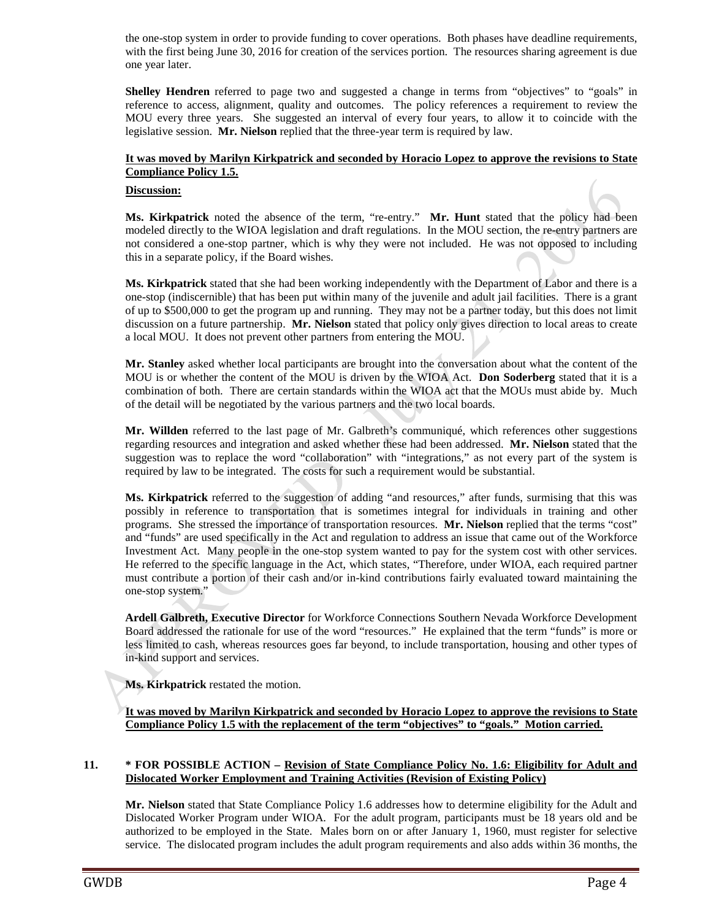the one-stop system in order to provide funding to cover operations. Both phases have deadline requirements, with the first being June 30, 2016 for creation of the services portion. The resources sharing agreement is due one year later.

**Shelley Hendren** referred to page two and suggested a change in terms from "objectives" to "goals" in reference to access, alignment, quality and outcomes. The policy references a requirement to review the MOU every three years. She suggested an interval of every four years, to allow it to coincide with the legislative session. **Mr. Nielson** replied that the three-year term is required by law.

**It was moved by Marilyn Kirkpatrick and seconded by Horacio Lopez to approve the revisions to State Compliance Policy 1.5.**

**Discussion:**

**Ms. Kirkpatrick** noted the absence of the term, "re-entry." **Mr. Hunt** stated that the policy had been modeled directly to the WIOA legislation and draft regulations. In the MOU section, the re-entry partners are not considered a one-stop partner, which is why they were not included. He was not opposed to including this in a separate policy, if the Board wishes.

**Ms. Kirkpatrick** stated that she had been working independently with the Department of Labor and there is a one-stop (indiscernible) that has been put within many of the juvenile and adult jail facilities. There is a grant of up to $500,000 to get the program up and running. They may not be a partner today, but this does not limit discussion on a future partnership. **Mr. Nielson** stated that policy only gives direction to local areas to create a local MOU. It does not prevent other partners from entering the MOU.

**Mr. Stanley** asked whether local participants are brought into the conversation about what the content of the MOU is or whether the content of the MOU is driven by the WIOA Act. **Don Soderberg** stated that it is a combination of both. There are certain standards within the WIOA act that the MOUs must abide by. Much of the detail will be negotiated by the various partners and the two local boards.

**Mr. Willden** referred to the last page of Mr. Galbreth's communiqué, which references other suggestions regarding resources and integration and asked whether these had been addressed. **Mr. Nielson** stated that the suggestion was to replace the word "collaboration" with "integrations," as not every part of the system is required by law to be integrated. The costs for such a requirement would be substantial.

**Ms. Kirkpatrick** referred to the suggestion of adding "and resources," after funds, surmising that this was possibly in reference to transportation that is sometimes integral for individuals in training and other programs. She stressed the importance of transportation resources. **Mr. Nielson** replied that the terms "cost" and "funds" are used specifically in the Act and regulation to address an issue that came out of the Workforce Investment Act. Many people in the one-stop system wanted to pay for the system cost with other services. He referred to the specific language in the Act, which states, "Therefore, under WIOA, each required partner must contribute a portion of their cash and/or in-kind contributions fairly evaluated toward maintaining the one-stop system."

**Ardell Galbreth, Executive Director** for Workforce Connections Southern Nevada Workforce Development Board addressed the rationale for use of the word "resources." He explained that the term "funds" is more or less limited to cash, whereas resources goes far beyond, to include transportation, housing and other types of in-kind support and services.

**Ms. Kirkpatrick** restated the motion.

**It was moved by Marilyn Kirkpatrick and seconded by Horacio Lopez to approve the revisions to State Compliance Policy 1.5 with the replacement of the term "objectives" to "goals." Motion carried.**

**11. \* FOR POSSIBLE ACTION – Revision of State Compliance Policy No. 1.6: Eligibility for Adult and Dislocated Worker Employment and Training Activities (Revision of Existing Policy)**

**Mr. Nielson** stated that State Compliance Policy 1.6 addresses how to determine eligibility for the Adult and Dislocated Worker Program under WIOA. For the adult program, participants must be 18 years old and be authorized to be employed in the State. Males born on or after January 1, 1960, must register for selective service. The dislocated program includes the adult program requirements and also adds within 36 months, the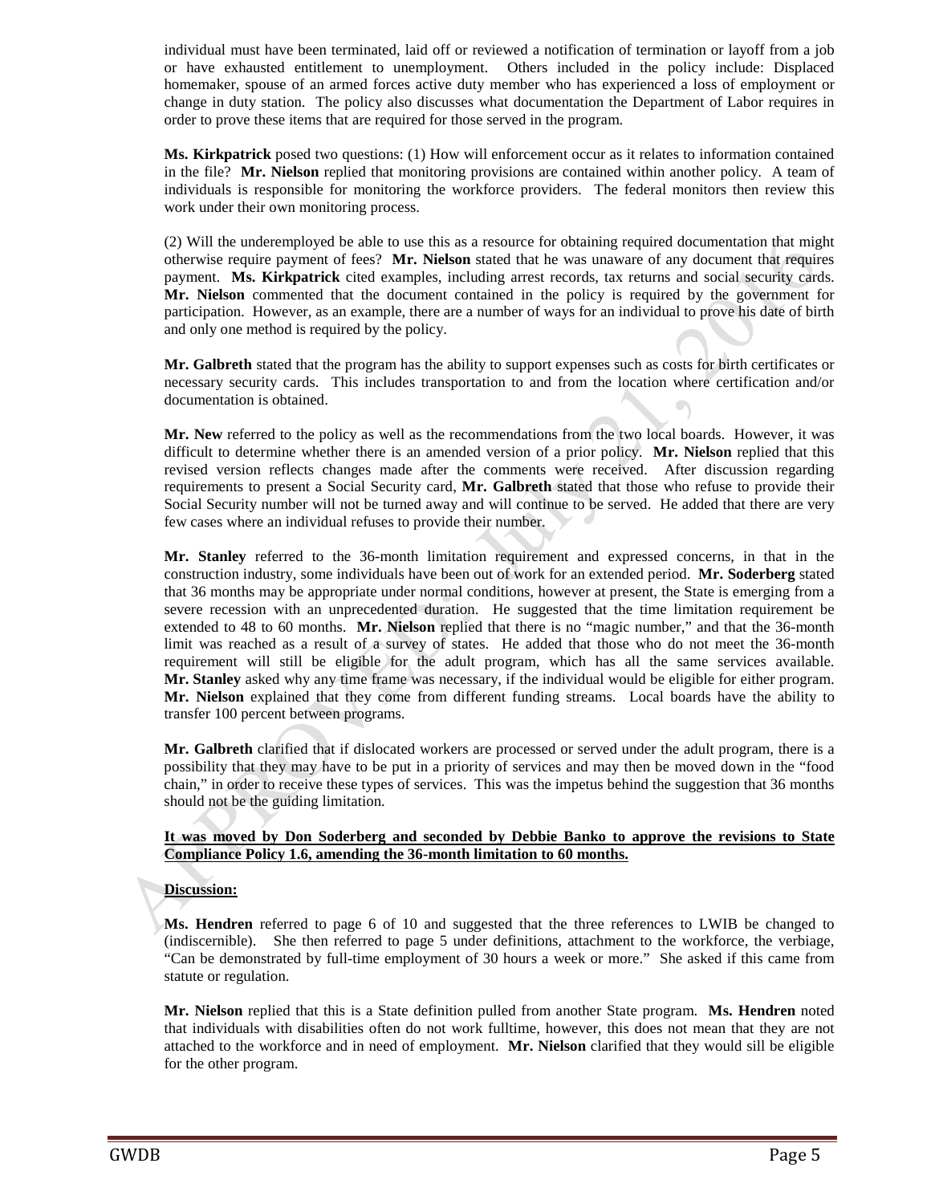individual must have been terminated, laid off or reviewed a notification of termination or layoff from a job or have exhausted entitlement to unemployment. Others included in the policy include: Displaced homemaker, spouse of an armed forces active duty member who has experienced a loss of employment or change in duty station. The policy also discusses what documentation the Department of Labor requires in order to prove these items that are required for those served in the program.

**Ms. Kirkpatrick** posed two questions: (1) How will enforcement occur as it relates to information contained in the file? **Mr. Nielson** replied that monitoring provisions are contained within another policy. A team of individuals is responsible for monitoring the workforce providers. The federal monitors then review this work under their own monitoring process.

(2) Will the underemployed be able to use this as a resource for obtaining required documentation that might otherwise require payment of fees? **Mr. Nielson** stated that he was unaware of any document that requires payment. **Ms. Kirkpatrick** cited examples, including arrest records, tax returns and social security cards. **Mr. Nielson** commented that the document contained in the policy is required by the government for participation. However, as an example, there are a number of ways for an individual to prove his date of birth and only one method is required by the policy.

**Mr. Galbreth** stated that the program has the ability to support expenses such as costs for birth certificates or necessary security cards. This includes transportation to and from the location where certification and/or documentation is obtained.

**Mr. New** referred to the policy as well as the recommendations from the two local boards. However, it was difficult to determine whether there is an amended version of a prior policy. **Mr. Nielson** replied that this revised version reflects changes made after the comments were received. After discussion regarding requirements to present a Social Security card, **Mr. Galbreth** stated that those who refuse to provide their Social Security number will not be turned away and will continue to be served. He added that there are very few cases where an individual refuses to provide their number.

**Mr. Stanley** referred to the 36-month limitation requirement and expressed concerns, in that in the construction industry, some individuals have been out of work for an extended period. **Mr. Soderberg** stated that 36 months may be appropriate under normal conditions, however at present, the State is emerging from a severe recession with an unprecedented duration. He suggested that the time limitation requirement be extended to 48 to 60 months. **Mr. Nielson** replied that there is no "magic number," and that the 36-month limit was reached as a result of a survey of states. He added that those who do not meet the 36-month requirement will still be eligible for the adult program, which has all the same services available. **Mr. Stanley** asked why any time frame was necessary, if the individual would be eligible for either program. **Mr. Nielson** explained that they come from different funding streams. Local boards have the ability to transfer 100 percent between programs.

**Mr. Galbreth** clarified that if dislocated workers are processed or served under the adult program, there is a possibility that they may have to be put in a priority of services and may then be moved down in the "food chain," in order to receive these types of services. This was the impetus behind the suggestion that 36 months should not be the guiding limitation.

**It was moved by Don Soderberg and seconded by Debbie Banko to approve the revisions to State Compliance Policy 1.6, amending the 36-month limitation to 60 months.**

**Discussion:**

**Ms. Hendren** referred to page 6 of 10 and suggested that the three references to LWIB be changed to (indiscernible). She then referred to page 5 under definitions, attachment to the workforce, the verbiage, "Can be demonstrated by full-time employment of 30 hours a week or more." She asked if this came from statute or regulation.

**Mr. Nielson** replied that this is a State definition pulled from another State program. **Ms. Hendren** noted that individuals with disabilities often do not work fulltime, however, this does not mean that they are not attached to the workforce and in need of employment. **Mr. Nielson** clarified that they would sill be eligible for the other program.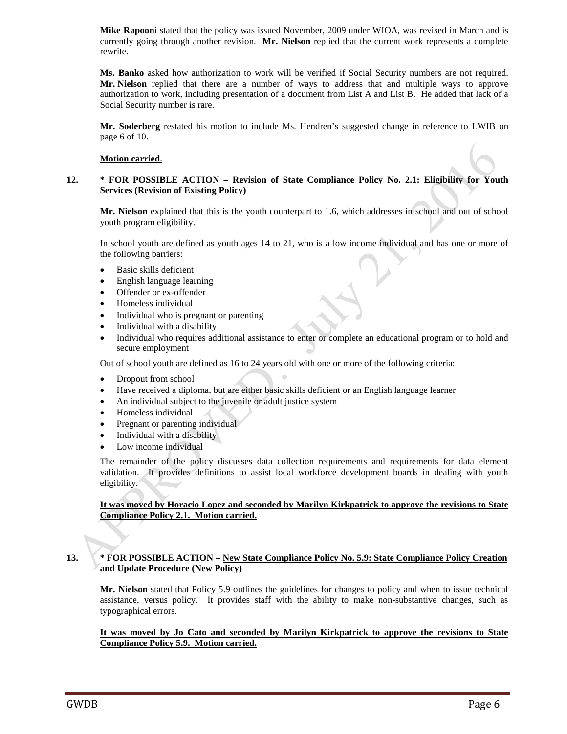**Mike Rapooni** stated that the policy was issued November, 2009 under WIOA, was revised in March and is currently going through another revision. **Mr. Nielson** replied that the current work represents a complete rewrite.

**Ms. Banko** asked how authorization to work will be verified if Social Security numbers are not required. **Mr. Nielson** replied that there are a number of ways to address that and multiple ways to approve authorization to work, including presentation of a document from List A and List B. He added that lack of a Social Security number is rare.

**Mr. Soderberg** restated his motion to include Ms. Hendren's suggested change in reference to LWIB on page 6 of 10.

**Motion carried.**

**12. * FOR POSSIBLE ACTION – Revision of State Compliance Policy No. 2.1: Eligibility for Youth Services (Revision of Existing Policy)**

**Mr. Nielson** explained that this is the youth counterpart to 1.6, which addresses in school and out of school youth program eligibility.

In school youth are defined as youth ages 14 to 21, who is a low income individual and has one or more of the following barriers:

- Basic skills deficient
- English language learning
- Offender or ex-offender
- Homeless individual
- Individual who is pregnant or parenting
- Individual with a disability
- Individual who requires additional assistance to enter or complete an educational program or to hold and secure employment

Out of school youth are defined as 16 to 24 years old with one or more of the following criteria:

- Dropout from school
- Have received a diploma, but are either basic skills deficient or an English language learner
- An individual subject to the juvenile or adult justice system
- Homeless individual
- Pregnant or parenting individual
- Individual with a disability
- Low income individual

The remainder of the policy discusses data collection requirements and requirements for data element validation. It provides definitions to assist local workforce development boards in dealing with youth eligibility.

**It was moved by Horacio Lopez and seconded by Marilyn Kirkpatrick to approve the revisions to State Compliance Policy 2.1. Motion carried.**

**13. * FOR POSSIBLE ACTION – New State Compliance Policy No. 5.9: State Compliance Policy Creation and Update Procedure (New Policy)**

**Mr. Nielson** stated that Policy 5.9 outlines the guidelines for changes to policy and when to issue technical assistance, versus policy. It provides staff with the ability to make non-substantive changes, such as typographical errors.

**It was moved by Jo Cato and seconded by Marilyn Kirkpatrick to approve the revisions to State Compliance Policy 5.9. Motion carried.**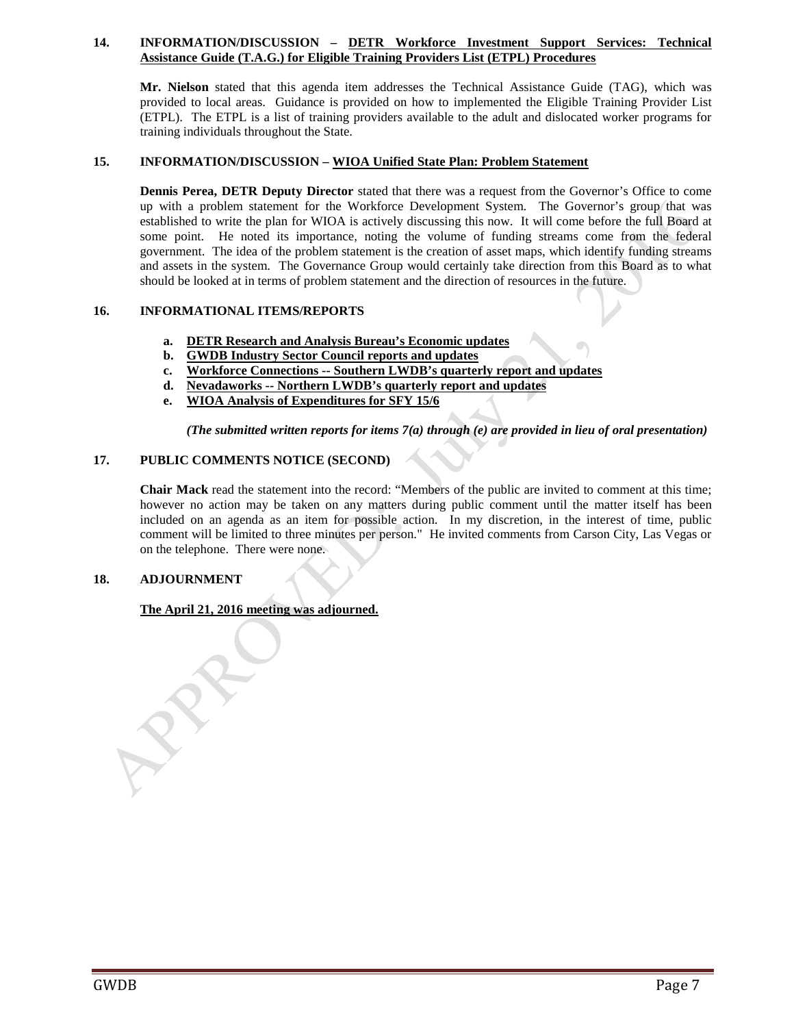**14. INFORMATION/DISCUSSION – DETR Workforce Investment Support Services: Technical Assistance Guide (T.A.G.) for Eligible Training Providers List (ETPL) Procedures**

**Mr. Nielson** stated that this agenda item addresses the Technical Assistance Guide (TAG), which was provided to local areas. Guidance is provided on how to implemented the Eligible Training Provider List (ETPL). The ETPL is a list of training providers available to the adult and dislocated worker programs for training individuals throughout the State.

**15. INFORMATION/DISCUSSION – WIOA Unified State Plan: Problem Statement**

**Dennis Perea, DETR Deputy Director** stated that there was a request from the Governor's Office to come up with a problem statement for the Workforce Development System. The Governor's group that was established to write the plan for WIOA is actively discussing this now. It will come before the full Board at some point. He noted its importance, noting the volume of funding streams come from the federal government. The idea of the problem statement is the creation of asset maps, which identify funding streams and assets in the system. The Governance Group would certainly take direction from this Board as to what should be looked at in terms of problem statement and the direction of resources in the future.

**16. INFORMATIONAL ITEMS/REPORTS**

- **a. DETR Research and Analysis Bureau's Economic updates**
- **b. GWDB Industry Sector Council reports and updates**
- **c. Workforce Connections -- Southern LWDB's quarterly report and updates**
- **d. Nevadaworks -- Northern LWDB's quarterly report and updates**
- **e. WIOA Analysis of Expenditures for SFY 15/6**

***(The submitted written reports for items 7(a) through (e) are provided in lieu of oral presentation)***

**17. PUBLIC COMMENTS NOTICE (SECOND)**

**Chair Mack** read the statement into the record: "Members of the public are invited to comment at this time; however no action may be taken on any matters during public comment until the matter itself has been included on an agenda as an item for possible action. In my discretion, in the interest of time, public comment will be limited to three minutes per person." He invited comments from Carson City, Las Vegas or on the telephone. There were none.

**18. ADJOURNMENT**

**The April 21, 2016 meeting was adjourned.**